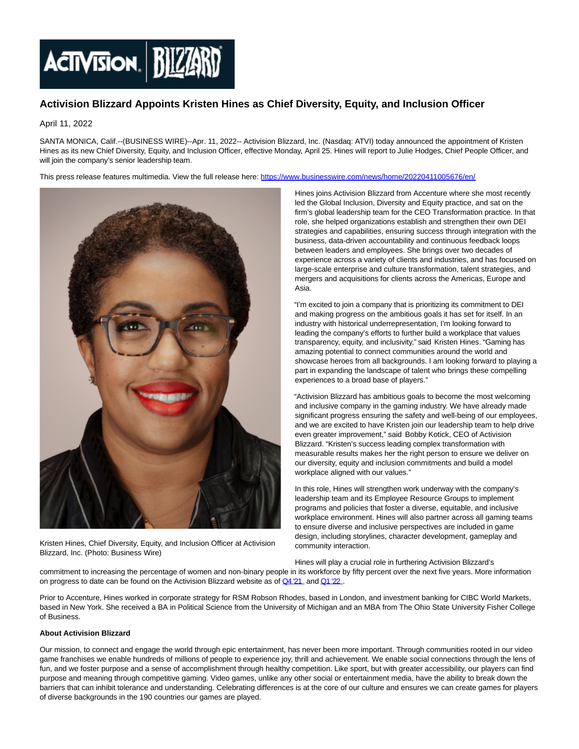# Activision Blizzard Appoints Kristen Hines as Chief Diversity, Equity, and Inclusion Officer

April 11, 2022

SANTA MONICA, Calif.--(BUSINESS WIRE)--Apr. 11, 2022-- Activision Blizzard, Inc. (Nasdaq: ATVI) today announced the appointment of Kristen Hines as its new Chief Diversity, Equity, and Inclusion Officer, effective Monday, April 25. Hines will report to Julie Hodges, Chief People Officer, and will join the company's senior leadership team.

This press release features multimedia. View the full release here: https://www.businesswire.com/news/home/20220411005676/en/

Kristen Hines, Chief Diversity, Equity, and Inclusion Officer at Activision Blizzard, Inc. (Photo: Business Wire)

Hines joins Activision Blizzard from Accenture where she most recently led the Global Inclusion, Diversity and Equity practice, and sat on the firm's global leadership team for the CEO Transformation practice. In that role, she helped organizations establish and strengthen their own DEI strategies and capabilities, ensuring success through integration with the business, data-driven accountability and continuous feedback loops between leaders and employees. She brings over two decades of experience across a variety of clients and industries, and has focused on large-scale enterprise and culture transformation, talent strategies, and mergers and acquisitions for clients across the Americas, Europe and Asia.

"I'm excited to join a company that is prioritizing its commitment to DEI and making progress on the ambitious goals it has set for itself. In an industry with historical underrepresentation, I'm looking forward to leading the company's efforts to further build a workplace that values transparency, equity, and inclusivity," said Kristen Hines. "Gaming has amazing potential to connect communities around the world and showcase heroes from all backgrounds. I am looking forward to playing a part in expanding the landscape of talent who brings these compelling experiences to a broad base of players."

"Activision Blizzard has ambitious goals to become the most welcoming and inclusive company in the gaming industry. We have already made significant progress ensuring the safety and well-being of our employees, and we are excited to have Kristen join our leadership team to help drive even greater improvement," said Bobby Kotick, CEO of Activision Blizzard. "Kristen's success leading complex transformation with measurable results makes her the right person to ensure we deliver on our diversity, equity and inclusion commitments and build a model workplace aligned with our values."

In this role, Hines will strengthen work underway with the company's leadership team and its Employee Resource Groups to implement programs and policies that foster a diverse, equitable, and inclusive workplace environment. Hines will also partner across all gaming teams to ensure diverse and inclusive perspectives are included in game design, including storylines, character development, gameplay and community interaction.

Hines will play a crucial role in furthering Activision Blizzard's commitment to increasing the percentage of women and non-binary people in its workforce by fifty percent over the next five years. More information on progress to date can be found on the Activision Blizzard website as of Q4 '21 and Q1 '22 .

Prior to Accenture, Hines worked in corporate strategy for RSM Robson Rhodes, based in London, and investment banking for CIBC World Markets, based in New York. She received a BA in Political Science from the University of Michigan and an MBA from The Ohio State University Fisher College of Business.

**About Activision Blizzard**

Our mission, to connect and engage the world through epic entertainment, has never been more important. Through communities rooted in our video game franchises we enable hundreds of millions of people to experience joy, thrill and achievement. We enable social connections through the lens of fun, and we foster purpose and a sense of accomplishment through healthy competition. Like sport, but with greater accessibility, our players can find purpose and meaning through competitive gaming. Video games, unlike any other social or entertainment media, have the ability to break down the barriers that can inhibit tolerance and understanding. Celebrating differences is at the core of our culture and ensures we can create games for players of diverse backgrounds in the 190 countries our games are played.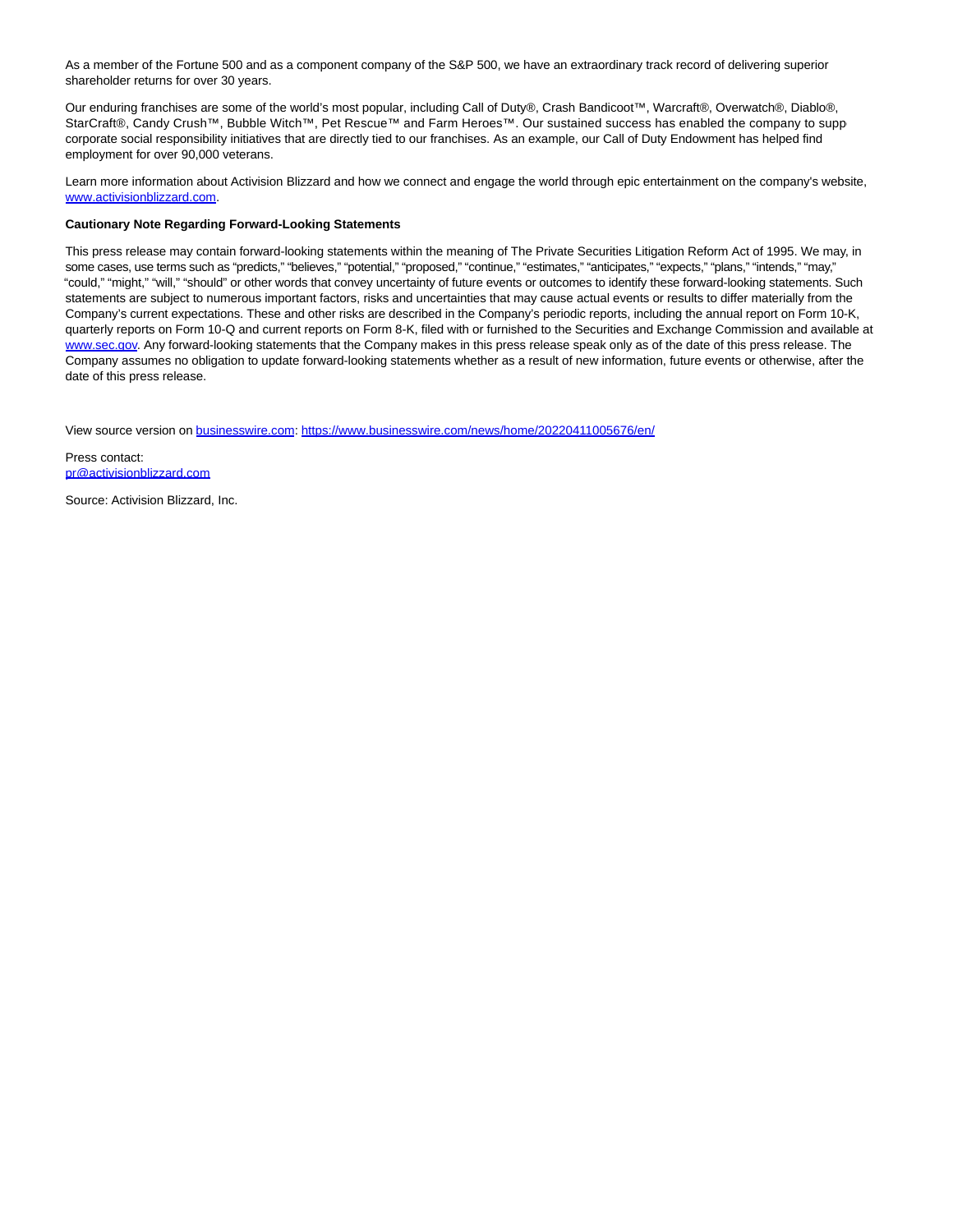As a member of the Fortune 500 and as a component company of the S&P 500, we have an extraordinary track record of delivering superior shareholder returns for over 30 years.

Our enduring franchises are some of the world's most popular, including Call of Duty®, Crash Bandicoot™, Warcraft®, Overwatch®, Diablo®, StarCraft®, Candy Crush™, Bubble Witch™, Pet Rescue™ and Farm Heroes™. Our sustained success has enabled the company to supp corporate social responsibility initiatives that are directly tied to our franchises. As an example, our Call of Duty Endowment has helped find employment for over 90,000 veterans.

Learn more information about Activision Blizzard and how we connect and engage the world through epic entertainment on the company's website, [www.activisionblizzard.com](http://www.activisionblizzard.com).

**Cautionary Note Regarding Forward-Looking Statements**

This press release may contain forward-looking statements within the meaning of The Private Securities Litigation Reform Act of 1995. We may, in some cases, use terms such as "predicts," "believes," "potential," "proposed," "continue," "estimates," "anticipates," "expects," "plans," "intends," "may," "could," "might," "will," "should" or other words that convey uncertainty of future events or outcomes to identify these forward-looking statements. Such statements are subject to numerous important factors, risks and uncertainties that may cause actual events or results to differ materially from the Company's current expectations. These and other risks are described in the Company's periodic reports, including the annual report on Form 10-K, quarterly reports on Form 10-Q and current reports on Form 8-K, filed with or furnished to the Securities and Exchange Commission and available at [www.sec.gov](http://www.sec.gov). Any forward-looking statements that the Company makes in this press release speak only as of the date of this press release. The Company assumes no obligation to update forward-looking statements whether as a result of new information, future events or otherwise, after the date of this press release.

View source version on [businesswire.com](http://businesswire.com): [https://www.businesswire.com/news/home/20220411005676/en/](https://www.businesswire.com/news/home/20220411005676/en/)

Press contact:
[pr@activisionblizzard.com](mailto:pr@activisionblizzard.com)

Source: Activision Blizzard, Inc.